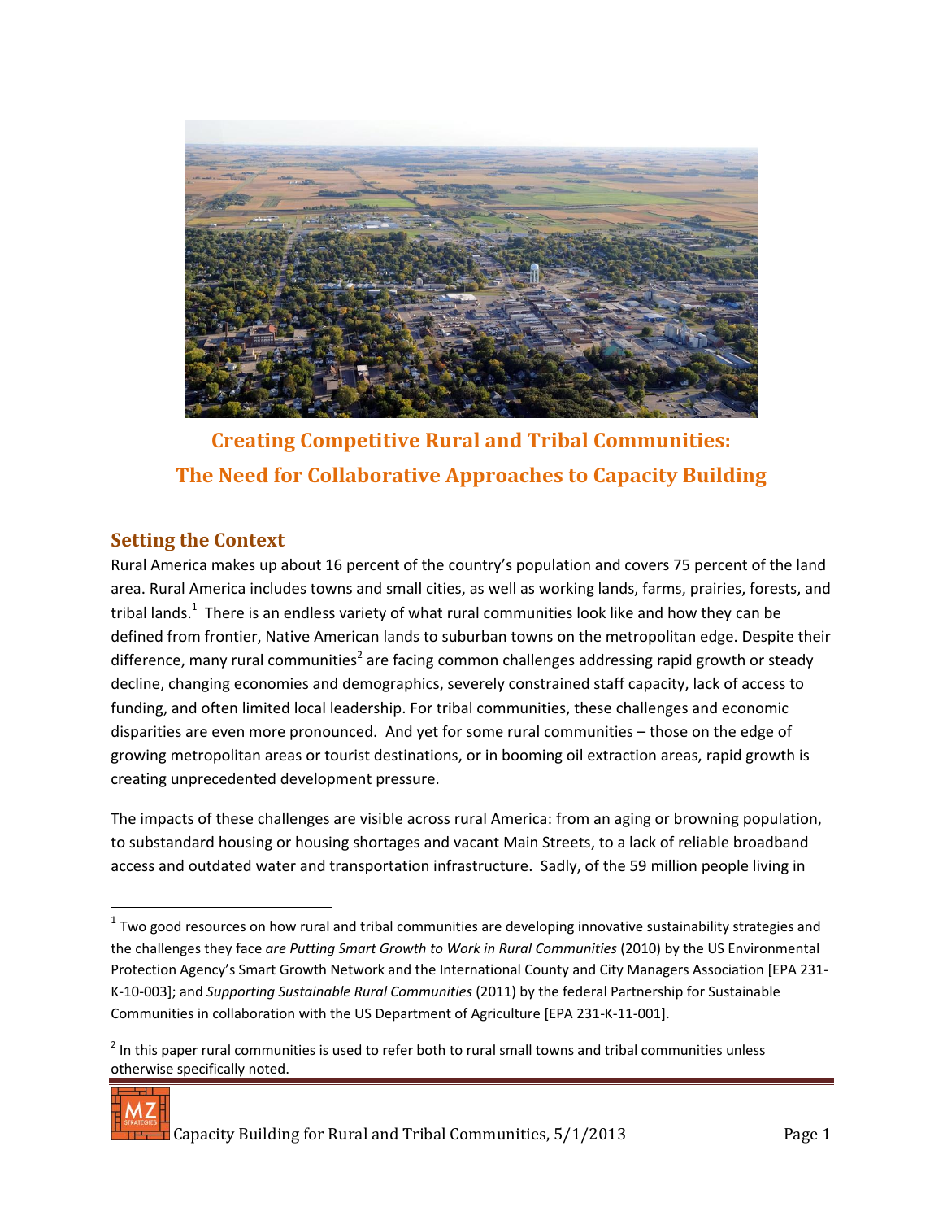# Creating Competitive Rural and Tribal Communities: The Need for Collaborative Approaches to Capacity Building

## Setting the Context

Rural America makes up about 16 percent of the country's population and covers 75 percent of the land area. Rural America includes towns and small cities, as well as working lands, farms, prairies, forests, and tribal lands.[1] There is an endless variety of what rural communities look like and how they can be defined from frontier, Native American lands to suburban towns on the metropolitan edge. Despite their difference, many rural communities[2] are facing common challenges addressing rapid growth or steady decline, changing economies and demographics, severely constrained staff capacity, lack of access to funding, and often limited local leadership. For tribal communities, these challenges and economic disparities are even more pronounced. And yet for some rural communities – those on the edge of growing metropolitan areas or tourist destinations, or in booming oil extraction areas, rapid growth is creating unprecedented development pressure.

The impacts of these challenges are visible across rural America: from an aging or browning population, to substandard housing or housing shortages and vacant Main Streets, to a lack of reliable broadband access and outdated water and transportation infrastructure. Sadly, of the 59 million people living in

---

[1] Two good resources on how rural and tribal communities are developing innovative sustainability strategies and the challenges they face *are Putting Smart Growth to Work in Rural Communities* (2010) by the US Environmental Protection Agency's Smart Growth Network and the International County and City Managers Association [EPA 231-K-10-003]; and *Supporting Sustainable Rural Communities* (2011) by the federal Partnership for Sustainable Communities in collaboration with the US Department of Agriculture [EPA 231-K-11-001].

[2] In this paper rural communities is used to refer both to rural small towns and tribal communities unless otherwise specifically noted.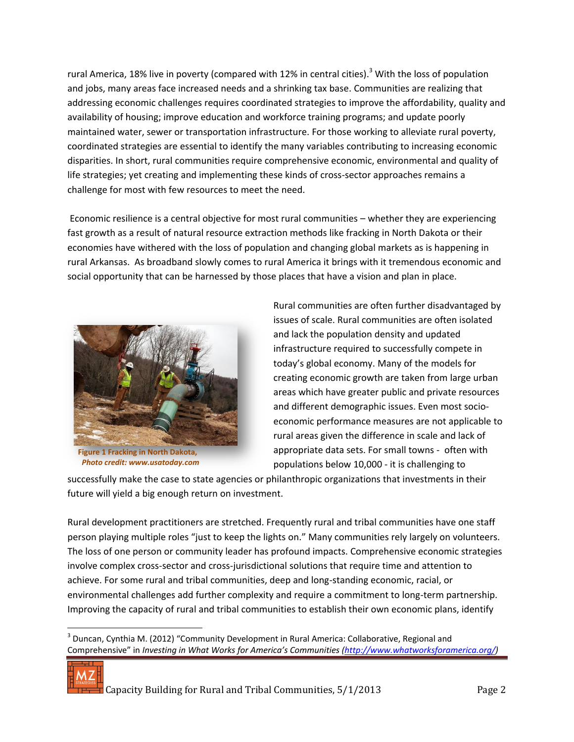rural America, 18% live in poverty (compared with 12% in central cities).[3] With the loss of population and jobs, many areas face increased needs and a shrinking tax base. Communities are realizing that addressing economic challenges requires coordinated strategies to improve the affordability, quality and availability of housing; improve education and workforce training programs; and update poorly maintained water, sewer or transportation infrastructure. For those working to alleviate rural poverty, coordinated strategies are essential to identify the many variables contributing to increasing economic disparities. In short, rural communities require comprehensive economic, environmental and quality of life strategies; yet creating and implementing these kinds of cross-sector approaches remains a challenge for most with few resources to meet the need.

Economic resilience is a central objective for most rural communities – whether they are experiencing fast growth as a result of natural resource extraction methods like fracking in North Dakota or their economies have withered with the loss of population and changing global markets as is happening in rural Arkansas. As broadband slowly comes to rural America it brings with it tremendous economic and social opportunity that can be harnessed by those places that have a vision and plan in place.

**Figure 1 Fracking in North Dakota,** ***Photo credit: www.usatoday.com***

Rural communities are often further disadvantaged by issues of scale. Rural communities are often isolated and lack the population density and updated infrastructure required to successfully compete in today's global economy. Many of the models for creating economic growth are taken from large urban areas which have greater public and private resources and different demographic issues. Even most socio-economic performance measures are not applicable to rural areas given the difference in scale and lack of appropriate data sets. For small towns - often with populations below 10,000 - it is challenging to successfully make the case to state agencies or philanthropic organizations that investments in their future will yield a big enough return on investment.

Rural development practitioners are stretched. Frequently rural and tribal communities have one staff person playing multiple roles "just to keep the lights on." Many communities rely largely on volunteers. The loss of one person or community leader has profound impacts. Comprehensive economic strategies involve complex cross-sector and cross-jurisdictional solutions that require time and attention to achieve. For some rural and tribal communities, deep and long-standing economic, racial, or environmental challenges add further complexity and require a commitment to long-term partnership. Improving the capacity of rural and tribal communities to establish their own economic plans, identify

---

[3] Duncan, Cynthia M. (2012) "Community Development in Rural America: Collaborative, Regional and Comprehensive" in *Investing in What Works for America's Communities* (http://www.whatworksforamerica.org/)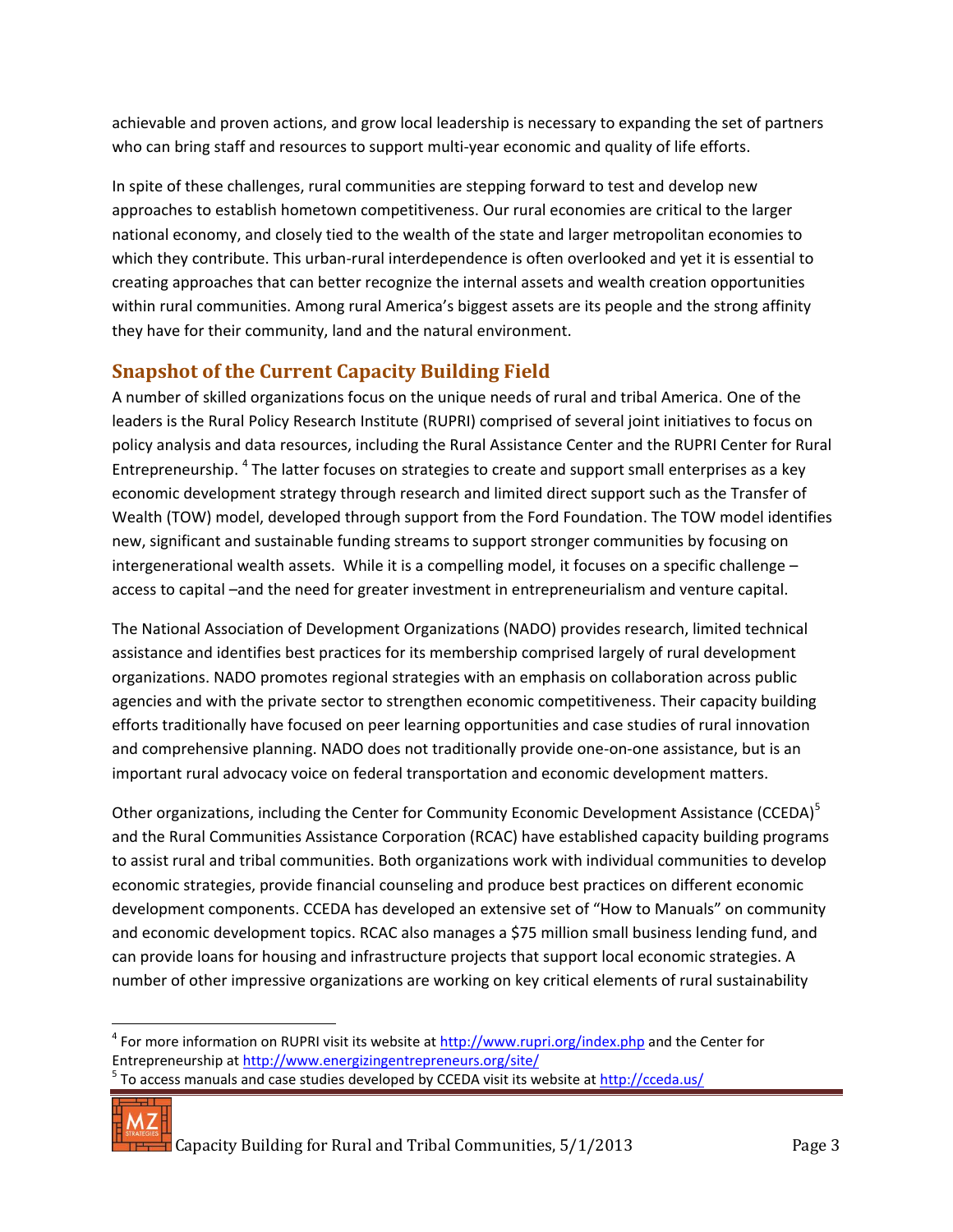achievable and proven actions, and grow local leadership is necessary to expanding the set of partners who can bring staff and resources to support multi-year economic and quality of life efforts.

In spite of these challenges, rural communities are stepping forward to test and develop new approaches to establish hometown competitiveness. Our rural economies are critical to the larger national economy, and closely tied to the wealth of the state and larger metropolitan economies to which they contribute. This urban-rural interdependence is often overlooked and yet it is essential to creating approaches that can better recognize the internal assets and wealth creation opportunities within rural communities. Among rural America's biggest assets are its people and the strong affinity they have for their community, land and the natural environment.

## Snapshot of the Current Capacity Building Field

A number of skilled organizations focus on the unique needs of rural and tribal America. One of the leaders is the Rural Policy Research Institute (RUPRI) comprised of several joint initiatives to focus on policy analysis and data resources, including the Rural Assistance Center and the RUPRI Center for Rural Entrepreneurship. [4] The latter focuses on strategies to create and support small enterprises as a key economic development strategy through research and limited direct support such as the Transfer of Wealth (TOW) model, developed through support from the Ford Foundation. The TOW model identifies new, significant and sustainable funding streams to support stronger communities by focusing on intergenerational wealth assets. While it is a compelling model, it focuses on a specific challenge – access to capital –and the need for greater investment in entrepreneurialism and venture capital.

The National Association of Development Organizations (NADO) provides research, limited technical assistance and identifies best practices for its membership comprised largely of rural development organizations. NADO promotes regional strategies with an emphasis on collaboration across public agencies and with the private sector to strengthen economic competitiveness. Their capacity building efforts traditionally have focused on peer learning opportunities and case studies of rural innovation and comprehensive planning. NADO does not traditionally provide one-on-one assistance, but is an important rural advocacy voice on federal transportation and economic development matters.

Other organizations, including the Center for Community Economic Development Assistance (CCEDA)[5] and the Rural Communities Assistance Corporation (RCAC) have established capacity building programs to assist rural and tribal communities. Both organizations work with individual communities to develop economic strategies, provide financial counseling and produce best practices on different economic development components. CCEDA has developed an extensive set of "How to Manuals" on community and economic development topics. RCAC also manages a $75 million small business lending fund, and can provide loans for housing and infrastructure projects that support local economic strategies. A number of other impressive organizations are working on key critical elements of rural sustainability

---

[4] For more information on RUPRI visit its website at http://www.rupri.org/index.php and the Center for Entrepreneurship at http://www.energizingentrepreneurs.org/site/

[5] To access manuals and case studies developed by CCEDA visit its website at http://cceda.us/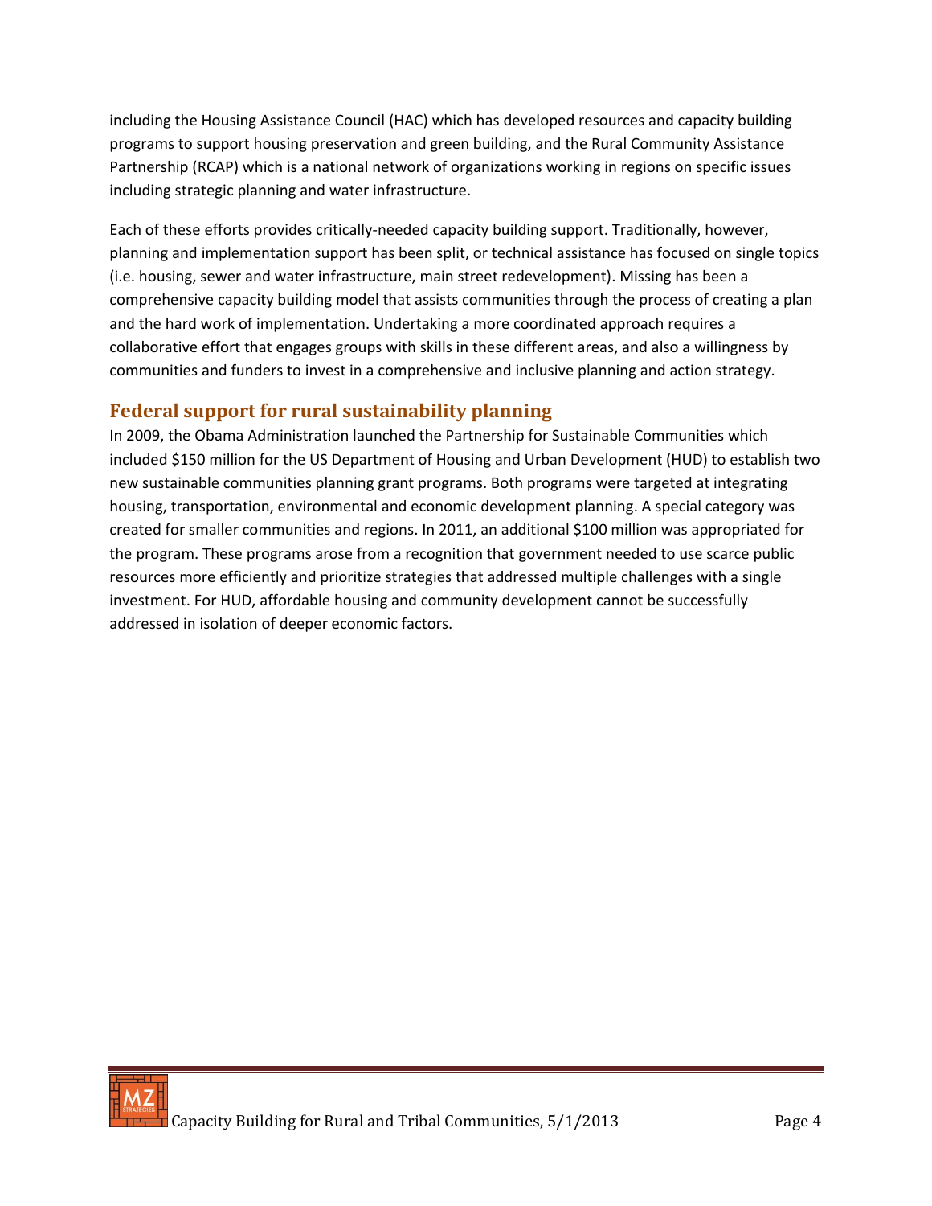including the Housing Assistance Council (HAC) which has developed resources and capacity building programs to support housing preservation and green building, and the Rural Community Assistance Partnership (RCAP) which is a national network of organizations working in regions on specific issues including strategic planning and water infrastructure.

Each of these efforts provides critically-needed capacity building support. Traditionally, however, planning and implementation support has been split, or technical assistance has focused on single topics (i.e. housing, sewer and water infrastructure, main street redevelopment). Missing has been a comprehensive capacity building model that assists communities through the process of creating a plan and the hard work of implementation. Undertaking a more coordinated approach requires a collaborative effort that engages groups with skills in these different areas, and also a willingness by communities and funders to invest in a comprehensive and inclusive planning and action strategy.

## Federal support for rural sustainability planning

In 2009, the Obama Administration launched the Partnership for Sustainable Communities which included $150 million for the US Department of Housing and Urban Development (HUD) to establish two new sustainable communities planning grant programs. Both programs were targeted at integrating housing, transportation, environmental and economic development planning. A special category was created for smaller communities and regions. In 2011, an additional $100 million was appropriated for the program. These programs arose from a recognition that government needed to use scarce public resources more efficiently and prioritize strategies that addressed multiple challenges with a single investment. For HUD, affordable housing and community development cannot be successfully addressed in isolation of deeper economic factors.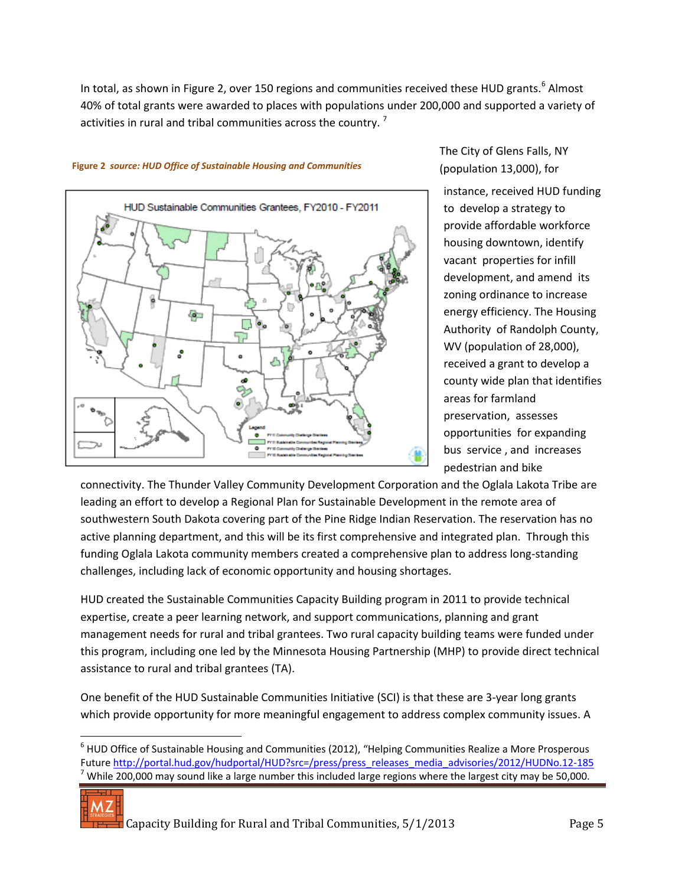In total, as shown in Figure 2, over 150 regions and communities received these HUD grants.[6] Almost 40% of total grants were awarded to places with populations under 200,000 and supported a variety of activities in rural and tribal communities across the country. [7]

***Figure 2 source: HUD Office of Sustainable Housing and Communities***

The City of Glens Falls, NY (population 13,000), for instance, received HUD funding to develop a strategy to provide affordable workforce housing downtown, identify vacant properties for infill development, and amend its zoning ordinance to increase energy efficiency. The Housing Authority of Randolph County, WV (population of 28,000), received a grant to develop a county wide plan that identifies areas for farmland preservation, assesses opportunities for expanding bus service , and increases pedestrian and bike connectivity. The Thunder Valley Community Development Corporation and the Oglala Lakota Tribe are leading an effort to develop a Regional Plan for Sustainable Development in the remote area of southwestern South Dakota covering part of the Pine Ridge Indian Reservation. The reservation has no active planning department, and this will be its first comprehensive and integrated plan. Through this funding Oglala Lakota community members created a comprehensive plan to address long-standing challenges, including lack of economic opportunity and housing shortages.

HUD created the Sustainable Communities Capacity Building program in 2011 to provide technical expertise, create a peer learning network, and support communications, planning and grant management needs for rural and tribal grantees. Two rural capacity building teams were funded under this program, including one led by the Minnesota Housing Partnership (MHP) to provide direct technical assistance to rural and tribal grantees (TA).

One benefit of the HUD Sustainable Communities Initiative (SCI) is that these are 3-year long grants which provide opportunity for more meaningful engagement to address complex community issues. A

---

[6] HUD Office of Sustainable Housing and Communities (2012), "Helping Communities Realize a More Prosperous Future http://portal.hud.gov/hudportal/HUD?src=/press/press_releases_media_advisories/2012/HUDNo.12-185

[7] While 200,000 may sound like a large number this included large regions where the largest city may be 50,000.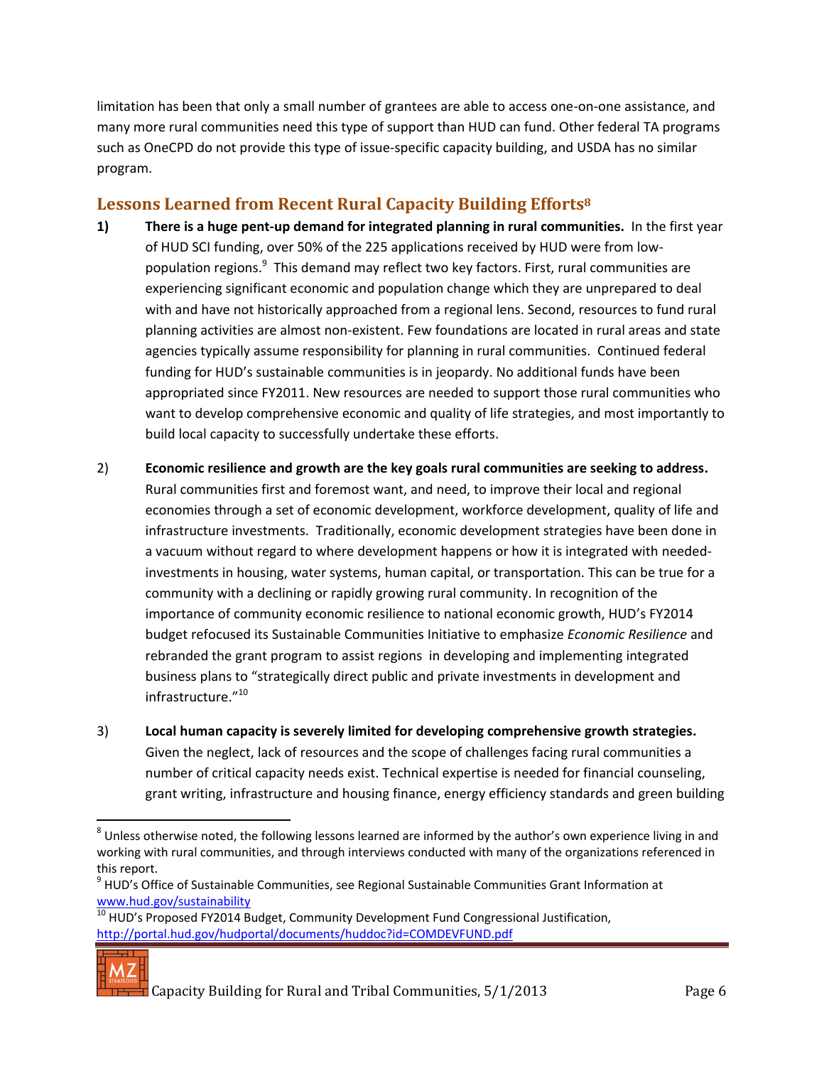limitation has been that only a small number of grantees are able to access one-on-one assistance, and many more rural communities need this type of support than HUD can fund. Other federal TA programs such as OneCPD do not provide this type of issue-specific capacity building, and USDA has no similar program.

## Lessons Learned from Recent Rural Capacity Building Efforts[8]

1) **There is a huge pent-up demand for integrated planning in rural communities.** In the first year of HUD SCI funding, over 50% of the 225 applications received by HUD were from low-population regions.[9] This demand may reflect two key factors. First, rural communities are experiencing significant economic and population change which they are unprepared to deal with and have not historically approached from a regional lens. Second, resources to fund rural planning activities are almost non-existent. Few foundations are located in rural areas and state agencies typically assume responsibility for planning in rural communities. Continued federal funding for HUD's sustainable communities is in jeopardy. No additional funds have been appropriated since FY2011. New resources are needed to support those rural communities who want to develop comprehensive economic and quality of life strategies, and most importantly to build local capacity to successfully undertake these efforts.

2) **Economic resilience and growth are the key goals rural communities are seeking to address.** Rural communities first and foremost want, and need, to improve their local and regional economies through a set of economic development, workforce development, quality of life and infrastructure investments. Traditionally, economic development strategies have been done in a vacuum without regard to where development happens or how it is integrated with needed-investments in housing, water systems, human capital, or transportation. This can be true for a community with a declining or rapidly growing rural community. In recognition of the importance of community economic resilience to national economic growth, HUD's FY2014 budget refocused its Sustainable Communities Initiative to emphasize *Economic Resilience* and rebranded the grant program to assist regions in developing and implementing integrated business plans to "strategically direct public and private investments in development and infrastructure."[10]

3) **Local human capacity is severely limited for developing comprehensive growth strategies.** Given the neglect, lack of resources and the scope of challenges facing rural communities a number of critical capacity needs exist. Technical expertise is needed for financial counseling, grant writing, infrastructure and housing finance, energy efficiency standards and green building

---

[8] Unless otherwise noted, the following lessons learned are informed by the author's own experience living in and working with rural communities, and through interviews conducted with many of the organizations referenced in this report.

[9] HUD's Office of Sustainable Communities, see Regional Sustainable Communities Grant Information at www.hud.gov/sustainability

[10] HUD's Proposed FY2014 Budget, Community Development Fund Congressional Justification, http://portal.hud.gov/hudportal/documents/huddoc?id=COMDEVFUND.pdf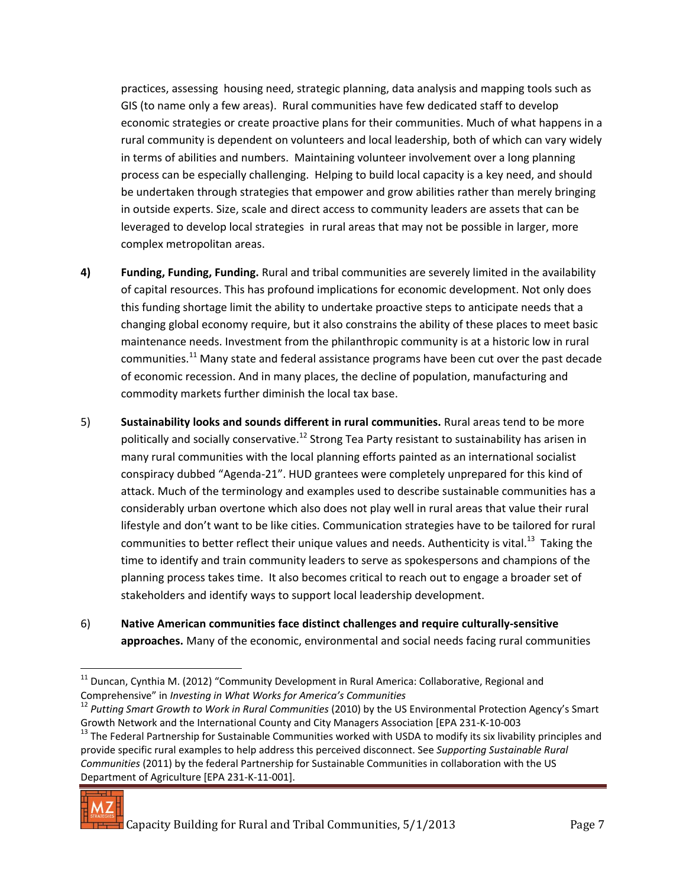practices, assessing housing need, strategic planning, data analysis and mapping tools such as GIS (to name only a few areas). Rural communities have few dedicated staff to develop economic strategies or create proactive plans for their communities. Much of what happens in a rural community is dependent on volunteers and local leadership, both of which can vary widely in terms of abilities and numbers. Maintaining volunteer involvement over a long planning process can be especially challenging. Helping to build local capacity is a key need, and should be undertaken through strategies that empower and grow abilities rather than merely bringing in outside experts. Size, scale and direct access to community leaders are assets that can be leveraged to develop local strategies in rural areas that may not be possible in larger, more complex metropolitan areas.

**4)** **Funding, Funding, Funding.** Rural and tribal communities are severely limited in the availability of capital resources. This has profound implications for economic development. Not only does this funding shortage limit the ability to undertake proactive steps to anticipate needs that a changing global economy require, but it also constrains the ability of these places to meet basic maintenance needs. Investment from the philanthropic community is at a historic low in rural communities.[11] Many state and federal assistance programs have been cut over the past decade of economic recession. And in many places, the decline of population, manufacturing and commodity markets further diminish the local tax base.

5) **Sustainability looks and sounds different in rural communities.** Rural areas tend to be more politically and socially conservative.[12] Strong Tea Party resistant to sustainability has arisen in many rural communities with the local planning efforts painted as an international socialist conspiracy dubbed "Agenda-21". HUD grantees were completely unprepared for this kind of attack. Much of the terminology and examples used to describe sustainable communities has a considerably urban overtone which also does not play well in rural areas that value their rural lifestyle and don't want to be like cities. Communication strategies have to be tailored for rural communities to better reflect their unique values and needs. Authenticity is vital.[13] Taking the time to identify and train community leaders to serve as spokespersons and champions of the planning process takes time. It also becomes critical to reach out to engage a broader set of stakeholders and identify ways to support local leadership development.

6) **Native American communities face distinct challenges and require culturally-sensitive approaches.** Many of the economic, environmental and social needs facing rural communities

---

[11] Duncan, Cynthia M. (2012) "Community Development in Rural America: Collaborative, Regional and Comprehensive" in *Investing in What Works for America's Communities*

[12] *Putting Smart Growth to Work in Rural Communities* (2010) by the US Environmental Protection Agency's Smart Growth Network and the International County and City Managers Association [EPA 231-K-10-003

[13] The Federal Partnership for Sustainable Communities worked with USDA to modify its six livability principles and provide specific rural examples to help address this perceived disconnect. See *Supporting Sustainable Rural Communities* (2011) by the federal Partnership for Sustainable Communities in collaboration with the US Department of Agriculture [EPA 231-K-11-001].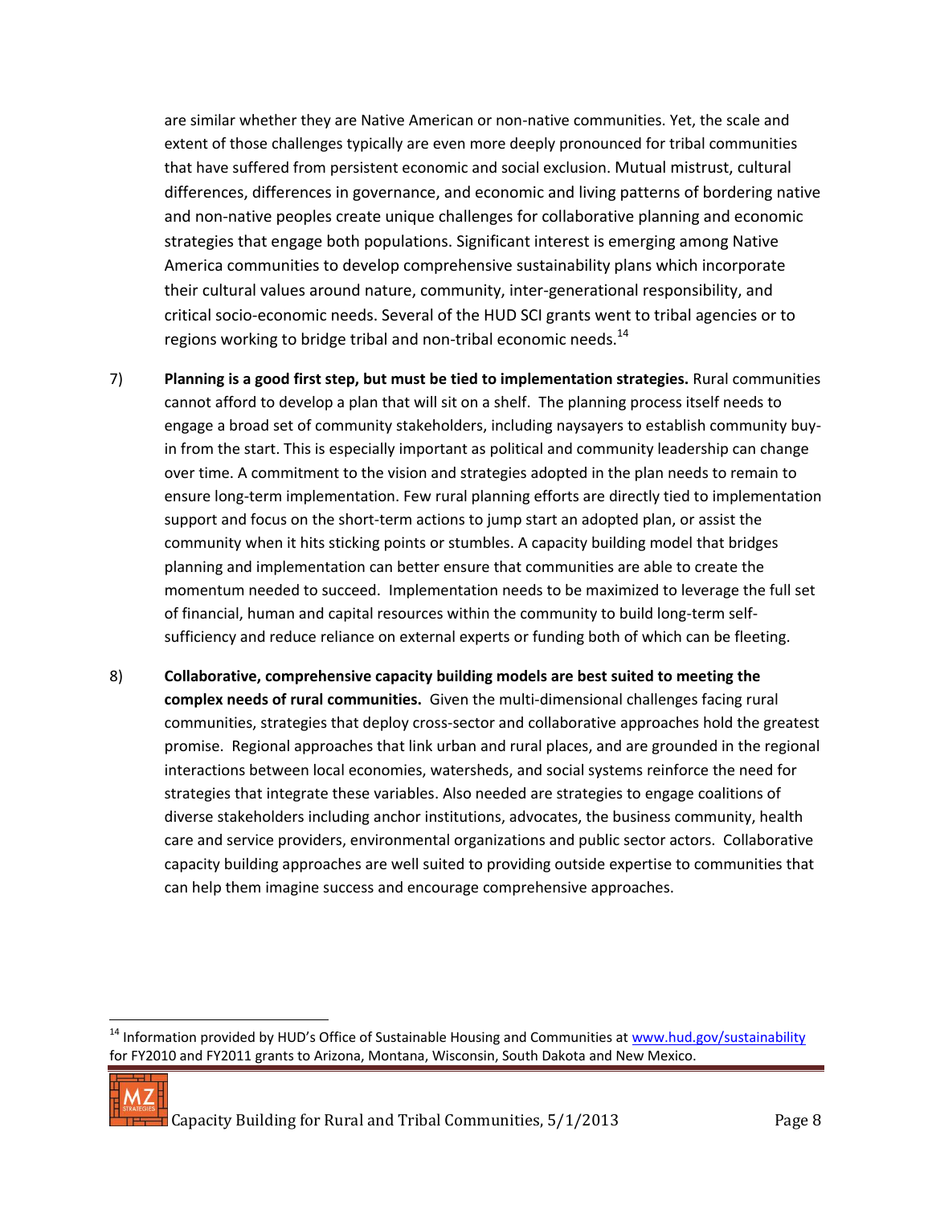are similar whether they are Native American or non-native communities. Yet, the scale and extent of those challenges typically are even more deeply pronounced for tribal communities that have suffered from persistent economic and social exclusion. Mutual mistrust, cultural differences, differences in governance, and economic and living patterns of bordering native and non-native peoples create unique challenges for collaborative planning and economic strategies that engage both populations. Significant interest is emerging among Native America communities to develop comprehensive sustainability plans which incorporate their cultural values around nature, community, inter-generational responsibility, and critical socio-economic needs. Several of the HUD SCI grants went to tribal agencies or to regions working to bridge tribal and non-tribal economic needs.[14]

7) **Planning is a good first step, but must be tied to implementation strategies.** Rural communities cannot afford to develop a plan that will sit on a shelf. The planning process itself needs to engage a broad set of community stakeholders, including naysayers to establish community buy-in from the start. This is especially important as political and community leadership can change over time. A commitment to the vision and strategies adopted in the plan needs to remain to ensure long-term implementation. Few rural planning efforts are directly tied to implementation support and focus on the short-term actions to jump start an adopted plan, or assist the community when it hits sticking points or stumbles. A capacity building model that bridges planning and implementation can better ensure that communities are able to create the momentum needed to succeed. Implementation needs to be maximized to leverage the full set of financial, human and capital resources within the community to build long-term self-sufficiency and reduce reliance on external experts or funding both of which can be fleeting.

8) **Collaborative, comprehensive capacity building models are best suited to meeting the complex needs of rural communities.** Given the multi-dimensional challenges facing rural communities, strategies that deploy cross-sector and collaborative approaches hold the greatest promise. Regional approaches that link urban and rural places, and are grounded in the regional interactions between local economies, watersheds, and social systems reinforce the need for strategies that integrate these variables. Also needed are strategies to engage coalitions of diverse stakeholders including anchor institutions, advocates, the business community, health care and service providers, environmental organizations and public sector actors. Collaborative capacity building approaches are well suited to providing outside expertise to communities that can help them imagine success and encourage comprehensive approaches.

---

[14] Information provided by HUD's Office of Sustainable Housing and Communities at www.hud.gov/sustainability for FY2010 and FY2011 grants to Arizona, Montana, Wisconsin, South Dakota and New Mexico.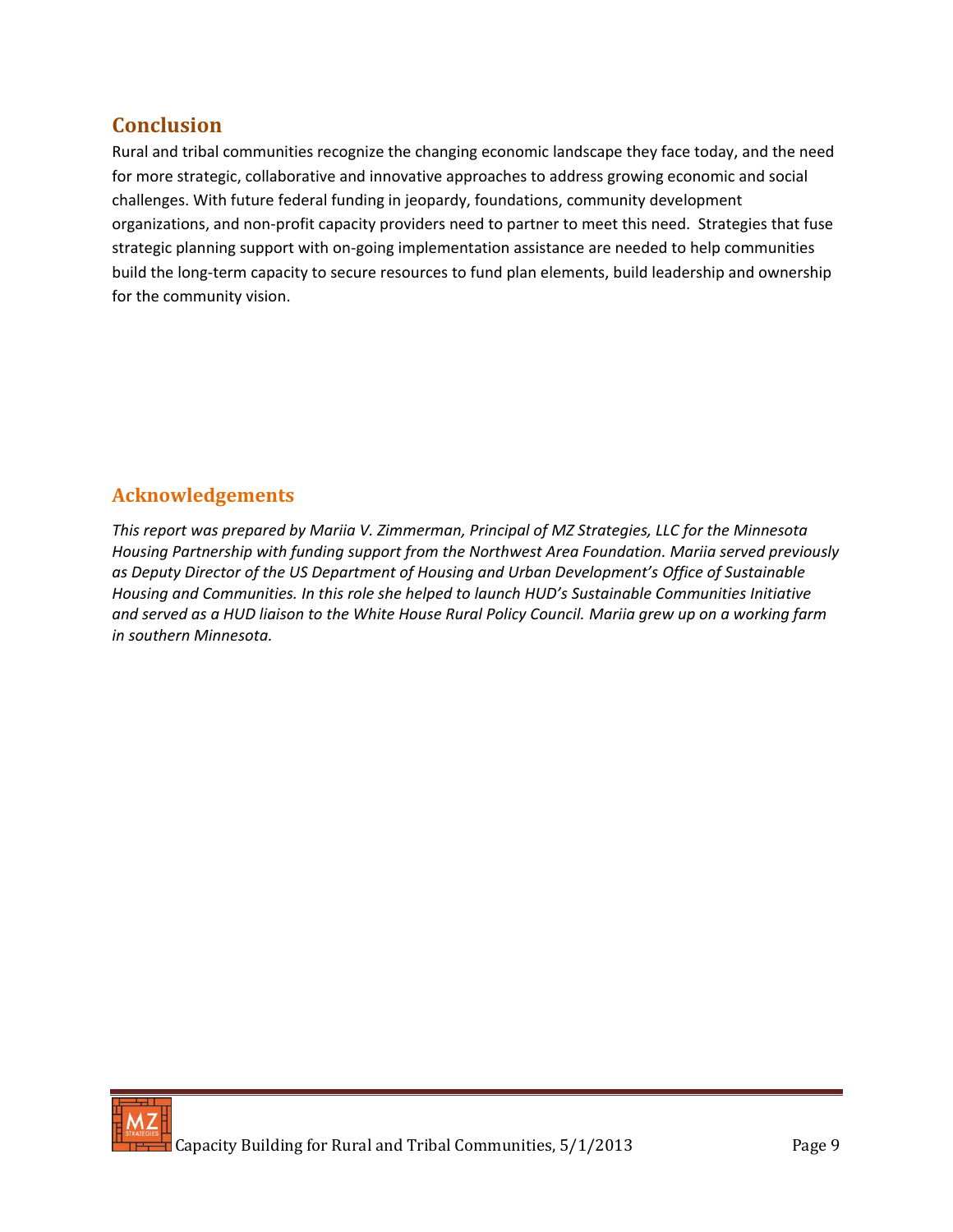## Conclusion

Rural and tribal communities recognize the changing economic landscape they face today, and the need for more strategic, collaborative and innovative approaches to address growing economic and social challenges. With future federal funding in jeopardy, foundations, community development organizations, and non-profit capacity providers need to partner to meet this need. Strategies that fuse strategic planning support with on-going implementation assistance are needed to help communities build the long-term capacity to secure resources to fund plan elements, build leadership and ownership for the community vision.

## Acknowledgements

*This report was prepared by Mariia V. Zimmerman, Principal of MZ Strategies, LLC for the Minnesota Housing Partnership with funding support from the Northwest Area Foundation. Mariia served previously as Deputy Director of the US Department of Housing and Urban Development's Office of Sustainable Housing and Communities. In this role she helped to launch HUD's Sustainable Communities Initiative and served as a HUD liaison to the White House Rural Policy Council. Mariia grew up on a working farm in southern Minnesota.*